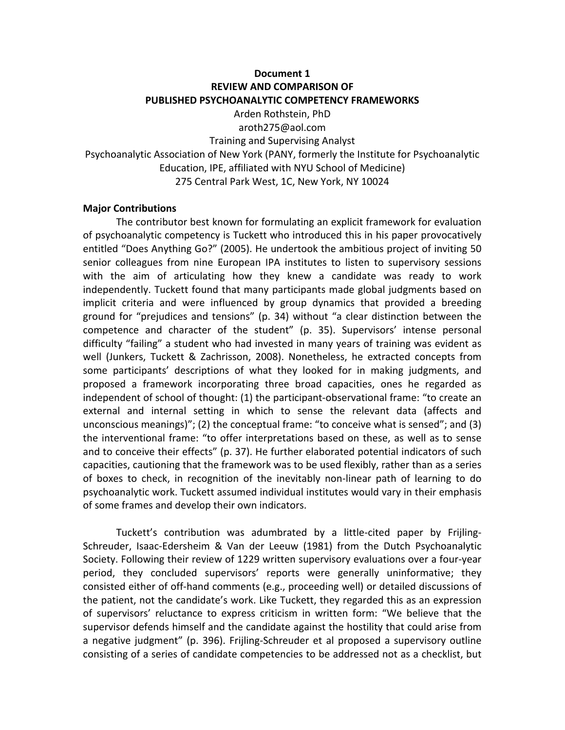**Document 1**
**REVIEW AND COMPARISON OF**
**PUBLISHED PSYCHOANALYTIC COMPETENCY FRAMEWORKS**

Arden Rothstein, PhD
aroth275@aol.com
Training and Supervising Analyst
Psychoanalytic Association of New York (PANY, formerly the Institute for Psychoanalytic Education, IPE, affiliated with NYU School of Medicine)
275 Central Park West, 1C, New York, NY 10024

**Major Contributions**

The contributor best known for formulating an explicit framework for evaluation of psychoanalytic competency is Tuckett who introduced this in his paper provocatively entitled "Does Anything Go?" (2005). He undertook the ambitious project of inviting 50 senior colleagues from nine European IPA institutes to listen to supervisory sessions with the aim of articulating how they knew a candidate was ready to work independently. Tuckett found that many participants made global judgments based on implicit criteria and were influenced by group dynamics that provided a breeding ground for "prejudices and tensions" (p. 34) without "a clear distinction between the competence and character of the student" (p. 35). Supervisors' intense personal difficulty "failing" a student who had invested in many years of training was evident as well (Junkers, Tuckett & Zachrisson, 2008). Nonetheless, he extracted concepts from some participants' descriptions of what they looked for in making judgments, and proposed a framework incorporating three broad capacities, ones he regarded as independent of school of thought: (1) the participant-observational frame: "to create an external and internal setting in which to sense the relevant data (affects and unconscious meanings)"; (2) the conceptual frame: "to conceive what is sensed"; and (3) the interventional frame: "to offer interpretations based on these, as well as to sense and to conceive their effects" (p. 37). He further elaborated potential indicators of such capacities, cautioning that the framework was to be used flexibly, rather than as a series of boxes to check, in recognition of the inevitably non-linear path of learning to do psychoanalytic work. Tuckett assumed individual institutes would vary in their emphasis of some frames and develop their own indicators.

Tuckett's contribution was adumbrated by a little-cited paper by Frijling-Schreuder, Isaac-Edersheim & Van der Leeuw (1981) from the Dutch Psychoanalytic Society. Following their review of 1229 written supervisory evaluations over a four-year period, they concluded supervisors' reports were generally uninformative; they consisted either of off-hand comments (e.g., proceeding well) or detailed discussions of the patient, not the candidate's work. Like Tuckett, they regarded this as an expression of supervisors' reluctance to express criticism in written form: "We believe that the supervisor defends himself and the candidate against the hostility that could arise from a negative judgment" (p. 396). Frijling-Schreuder et al proposed a supervisory outline consisting of a series of candidate competencies to be addressed not as a checklist, but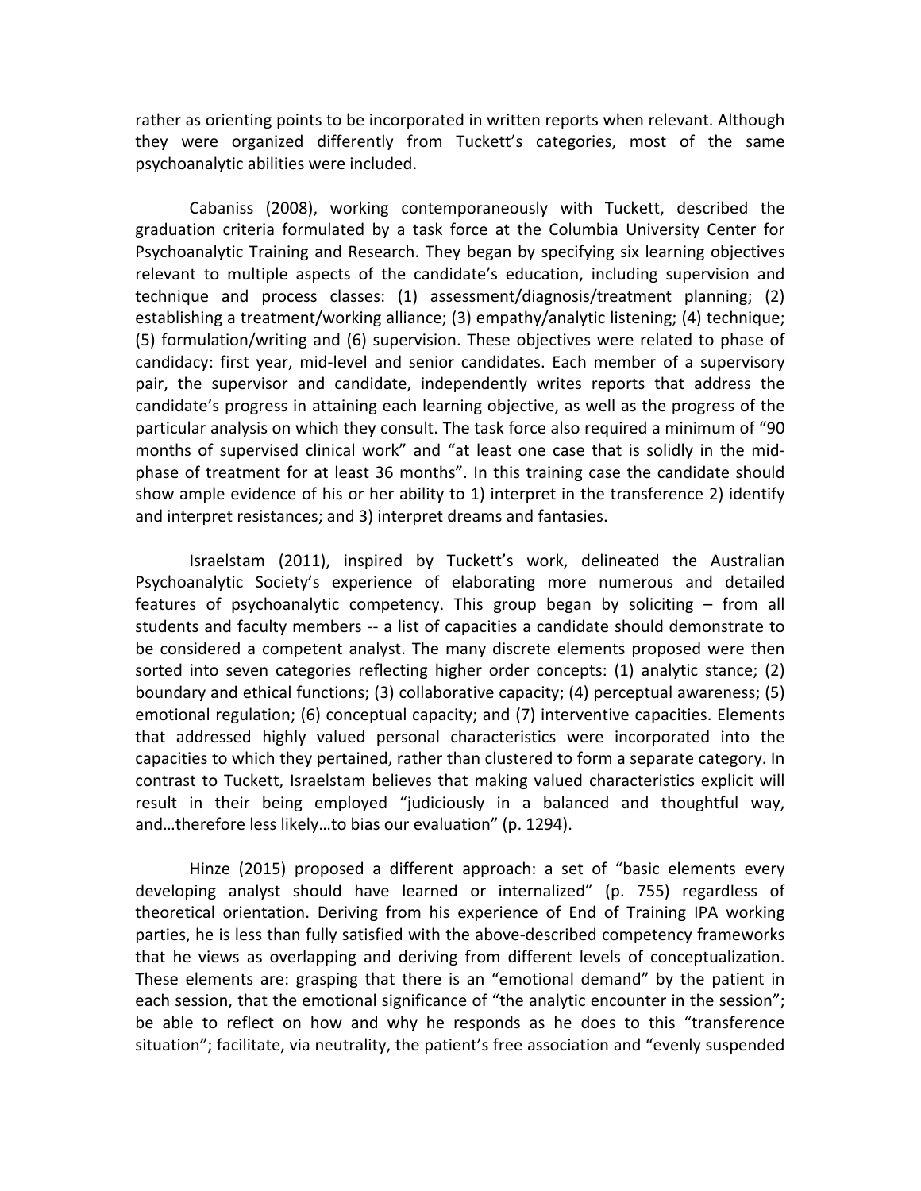rather as orienting points to be incorporated in written reports when relevant. Although they were organized differently from Tuckett's categories, most of the same psychoanalytic abilities were included.

Cabaniss (2008), working contemporaneously with Tuckett, described the graduation criteria formulated by a task force at the Columbia University Center for Psychoanalytic Training and Research. They began by specifying six learning objectives relevant to multiple aspects of the candidate's education, including supervision and technique and process classes: (1) assessment/diagnosis/treatment planning; (2) establishing a treatment/working alliance; (3) empathy/analytic listening; (4) technique; (5) formulation/writing and (6) supervision. These objectives were related to phase of candidacy: first year, mid-level and senior candidates. Each member of a supervisory pair, the supervisor and candidate, independently writes reports that address the candidate's progress in attaining each learning objective, as well as the progress of the particular analysis on which they consult. The task force also required a minimum of "90 months of supervised clinical work" and "at least one case that is solidly in the mid-phase of treatment for at least 36 months". In this training case the candidate should show ample evidence of his or her ability to 1) interpret in the transference 2) identify and interpret resistances; and 3) interpret dreams and fantasies.

Israelstam (2011), inspired by Tuckett's work, delineated the Australian Psychoanalytic Society's experience of elaborating more numerous and detailed features of psychoanalytic competency. This group began by soliciting – from all students and faculty members -- a list of capacities a candidate should demonstrate to be considered a competent analyst. The many discrete elements proposed were then sorted into seven categories reflecting higher order concepts: (1) analytic stance; (2) boundary and ethical functions; (3) collaborative capacity; (4) perceptual awareness; (5) emotional regulation; (6) conceptual capacity; and (7) interventive capacities. Elements that addressed highly valued personal characteristics were incorporated into the capacities to which they pertained, rather than clustered to form a separate category. In contrast to Tuckett, Israelstam believes that making valued characteristics explicit will result in their being employed "judiciously in a balanced and thoughtful way, and…therefore less likely…to bias our evaluation" (p. 1294).

Hinze (2015) proposed a different approach: a set of "basic elements every developing analyst should have learned or internalized" (p. 755) regardless of theoretical orientation. Deriving from his experience of End of Training IPA working parties, he is less than fully satisfied with the above-described competency frameworks that he views as overlapping and deriving from different levels of conceptualization. These elements are: grasping that there is an "emotional demand" by the patient in each session, that the emotional significance of "the analytic encounter in the session"; be able to reflect on how and why he responds as he does to this "transference situation"; facilitate, via neutrality, the patient's free association and "evenly suspended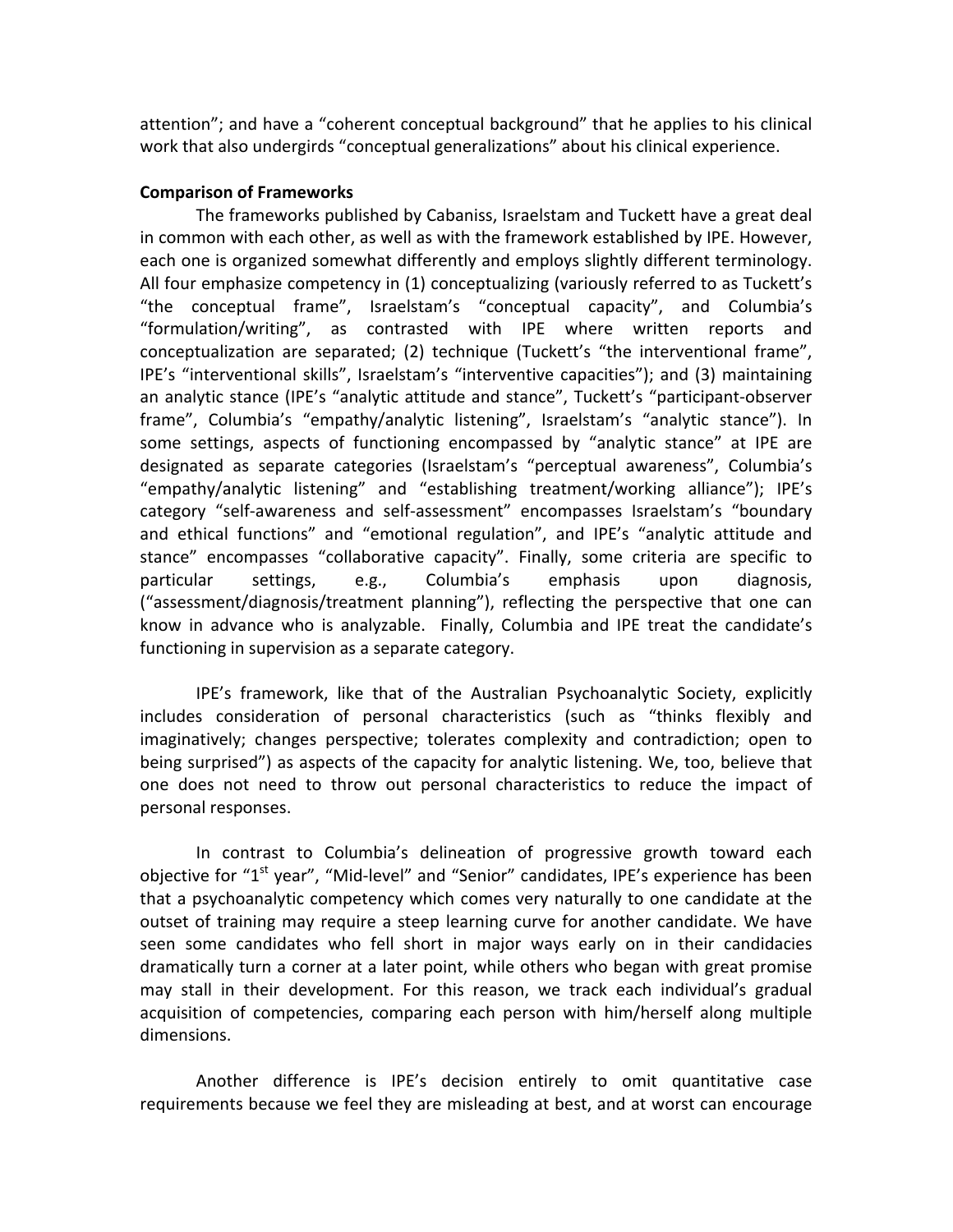attention"; and have a "coherent conceptual background" that he applies to his clinical work that also undergirds "conceptual generalizations" about his clinical experience.

**Comparison of Frameworks**

The frameworks published by Cabaniss, Israelstam and Tuckett have a great deal in common with each other, as well as with the framework established by IPE. However, each one is organized somewhat differently and employs slightly different terminology. All four emphasize competency in (1) conceptualizing (variously referred to as Tuckett's "the conceptual frame", Israelstam's "conceptual capacity", and Columbia's "formulation/writing", as contrasted with IPE where written reports and conceptualization are separated; (2) technique (Tuckett's "the interventional frame", IPE's "interventional skills", Israelstam's "interventive capacities"); and (3) maintaining an analytic stance (IPE's "analytic attitude and stance", Tuckett's "participant-observer frame", Columbia's "empathy/analytic listening", Israelstam's "analytic stance"). In some settings, aspects of functioning encompassed by "analytic stance" at IPE are designated as separate categories (Israelstam's "perceptual awareness", Columbia's "empathy/analytic listening" and "establishing treatment/working alliance"); IPE's category "self-awareness and self-assessment" encompasses Israelstam's "boundary and ethical functions" and "emotional regulation", and IPE's "analytic attitude and stance" encompasses "collaborative capacity". Finally, some criteria are specific to particular settings, e.g., Columbia's emphasis upon diagnosis, ("assessment/diagnosis/treatment planning"), reflecting the perspective that one can know in advance who is analyzable. Finally, Columbia and IPE treat the candidate's functioning in supervision as a separate category.

IPE's framework, like that of the Australian Psychoanalytic Society, explicitly includes consideration of personal characteristics (such as "thinks flexibly and imaginatively; changes perspective; tolerates complexity and contradiction; open to being surprised") as aspects of the capacity for analytic listening. We, too, believe that one does not need to throw out personal characteristics to reduce the impact of personal responses.

In contrast to Columbia's delineation of progressive growth toward each objective for "1st year", "Mid-level" and "Senior" candidates, IPE's experience has been that a psychoanalytic competency which comes very naturally to one candidate at the outset of training may require a steep learning curve for another candidate. We have seen some candidates who fell short in major ways early on in their candidacies dramatically turn a corner at a later point, while others who began with great promise may stall in their development. For this reason, we track each individual's gradual acquisition of competencies, comparing each person with him/herself along multiple dimensions.

Another difference is IPE's decision entirely to omit quantitative case requirements because we feel they are misleading at best, and at worst can encourage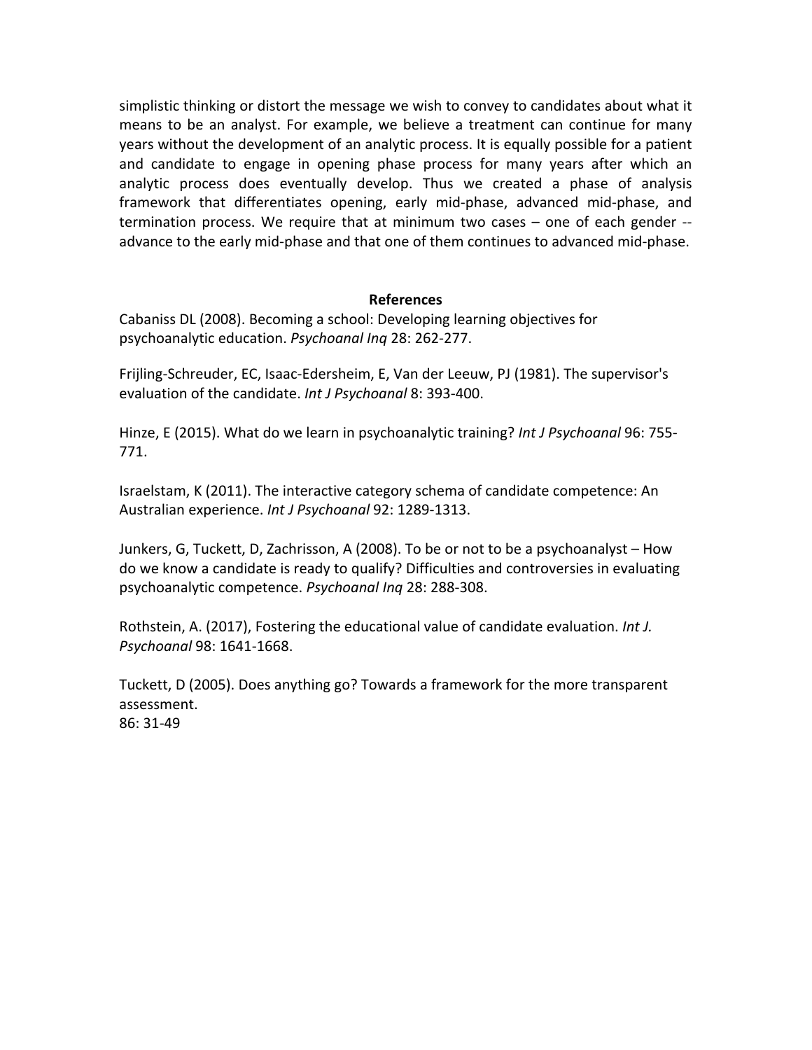simplistic thinking or distort the message we wish to convey to candidates about what it means to be an analyst. For example, we believe a treatment can continue for many years without the development of an analytic process. It is equally possible for a patient and candidate to engage in opening phase process for many years after which an analytic process does eventually develop. Thus we created a phase of analysis framework that differentiates opening, early mid-phase, advanced mid-phase, and termination process. We require that at minimum two cases – one of each gender -- advance to the early mid-phase and that one of them continues to advanced mid-phase.

## References

Cabaniss DL (2008). Becoming a school: Developing learning objectives for psychoanalytic education. *Psychoanal Inq* 28: 262-277.

Frijling-Schreuder, EC, Isaac-Edersheim, E, Van der Leeuw, PJ (1981). The supervisor's evaluation of the candidate. *Int J Psychoanal* 8: 393-400.

Hinze, E (2015). What do we learn in psychoanalytic training? *Int J Psychoanal* 96: 755-771.

Israelstam, K (2011). The interactive category schema of candidate competence: An Australian experience. *Int J Psychoanal* 92: 1289-1313.

Junkers, G, Tuckett, D, Zachrisson, A (2008). To be or not to be a psychoanalyst – How do we know a candidate is ready to qualify? Difficulties and controversies in evaluating psychoanalytic competence. *Psychoanal Inq* 28: 288-308.

Rothstein, A. (2017), Fostering the educational value of candidate evaluation. *Int J. Psychoanal* 98: 1641-1668.

Tuckett, D (2005). Does anything go? Towards a framework for the more transparent assessment.
86: 31-49